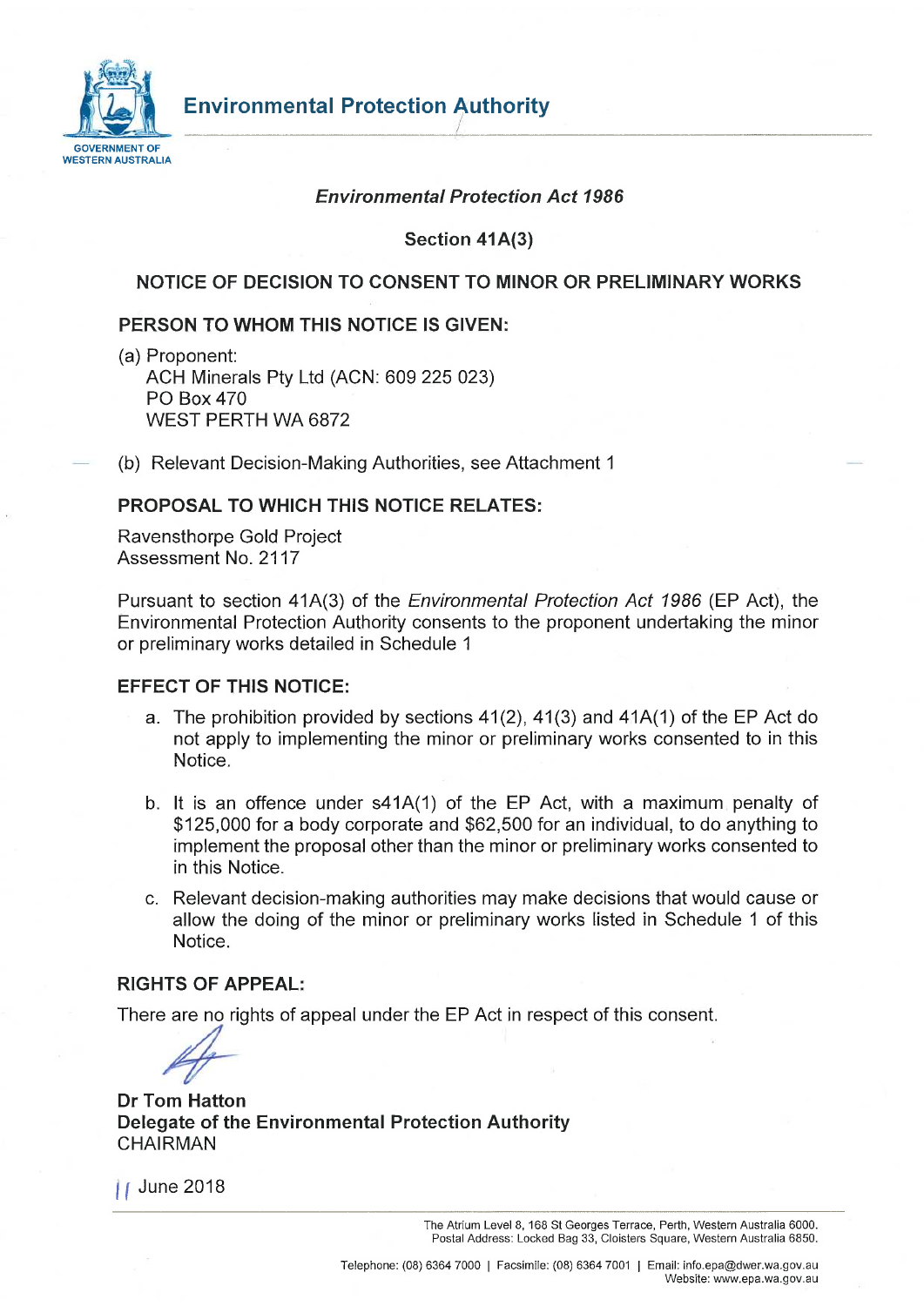GOVERNMENT OF WESTERN AUSTRALIA

# Environmental Protection Authority

***Environmental Protection Act 1986***

**Section 41A(3)**

## NOTICE OF DECISION TO CONSENT TO MINOR OR PRELIMINARY WORKS

### PERSON TO WHOM THIS NOTICE IS GIVEN:

(a) Proponent:
ACH Minerals Pty Ltd (ACN: 609 225 023)
PO Box 470
WEST PERTH WA 6872

(b) Relevant Decision-Making Authorities, see Attachment 1

### PROPOSAL TO WHICH THIS NOTICE RELATES:

Ravensthorpe Gold Project
Assessment No. 2117

Pursuant to section 41A(3) of the *Environmental Protection Act 1986* (EP Act), the Environmental Protection Authority consents to the proponent undertaking the minor or preliminary works detailed in Schedule 1

### EFFECT OF THIS NOTICE:

a. The prohibition provided by sections 41(2), 41(3) and 41A(1) of the EP Act do not apply to implementing the minor or preliminary works consented to in this Notice.

b. It is an offence under s41A(1) of the EP Act, with a maximum penalty of $125,000 for a body corporate and $62,500 for an individual, to do anything to implement the proposal other than the minor or preliminary works consented to in this Notice.

c. Relevant decision-making authorities may make decisions that would cause or allow the doing of the minor or preliminary works listed in Schedule 1 of this Notice.

### RIGHTS OF APPEAL:

There are no rights of appeal under the EP Act in respect of this consent.

**Dr Tom Hatton**
**Delegate of the Environmental Protection Authority**
CHAIRMAN

11 June 2018

The Atrium Level 8, 168 St Georges Terrace, Perth, Western Australia 6000.
Postal Address: Locked Bag 33, Cloisters Square, Western Australia 6850.

Telephone: (08) 6364 7000 | Facsimile: (08) 6364 7001 | Email: info.epa@dwer.wa.gov.au
Website: www.epa.wa.gov.au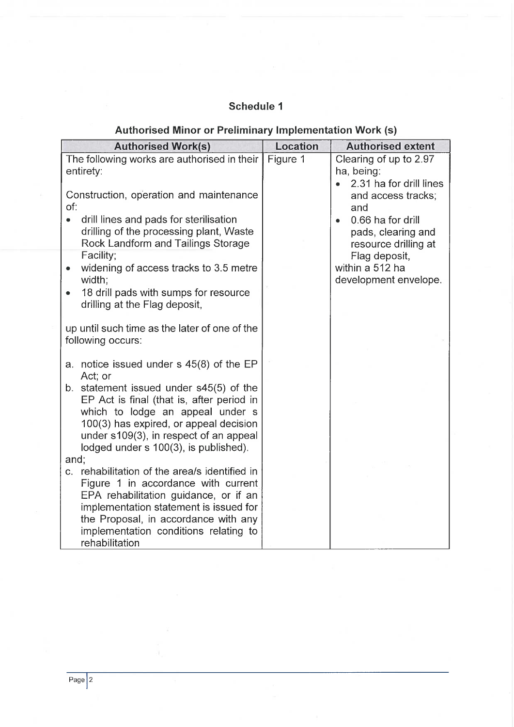## Schedule 1

### Authorised Minor or Preliminary Implementation Work (s)

| Authorised Work(s) | Location | Authorised extent |
|---|---|---|
| The following works are authorised in their entirety:<br><br>Construction, operation and maintenance of:<br>• drill lines and pads for sterilisation drilling of the processing plant, Waste Rock Landform and Tailings Storage Facility;<br>• widening of access tracks to 3.5 metre width;<br>• 18 drill pads with sumps for resource drilling at the Flag deposit,<br><br>up until such time as the later of one of the following occurs:<br><br>a. notice issued under s 45(8) of the EP Act; or<br>b. statement issued under s45(5) of the EP Act is final (that is, after period in which to lodge an appeal under s 100(3) has expired, or appeal decision under s109(3), in respect of an appeal lodged under s 100(3), is published).<br>and;<br>c. rehabilitation of the area/s identified in Figure 1 in accordance with current EPA rehabilitation guidance, or if an implementation statement is issued for the Proposal, in accordance with any implementation conditions relating to rehabilitation | Figure 1 | Clearing of up to 2.97 ha, being:<br>• 2.31 ha for drill lines and access tracks; and<br>• 0.66 ha for drill pads, clearing and resource drilling at Flag deposit,<br>within a 512 ha development envelope. |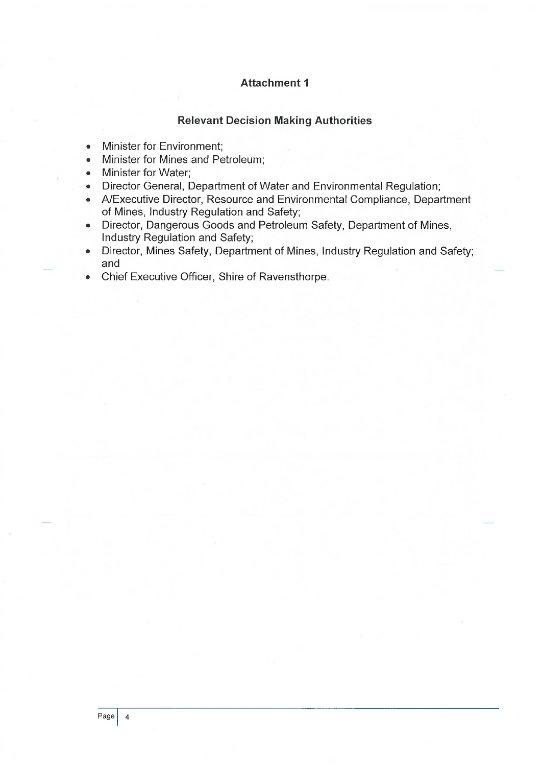## Attachment 1

### Relevant Decision Making Authorities

- Minister for Environment;
- Minister for Mines and Petroleum;
- Minister for Water;
- Director General, Department of Water and Environmental Regulation;
- A/Executive Director, Resource and Environmental Compliance, Department of Mines, Industry Regulation and Safety;
- Director, Dangerous Goods and Petroleum Safety, Department of Mines, Industry Regulation and Safety;
- Director, Mines Safety, Department of Mines, Industry Regulation and Safety; and
- Chief Executive Officer, Shire of Ravensthorpe.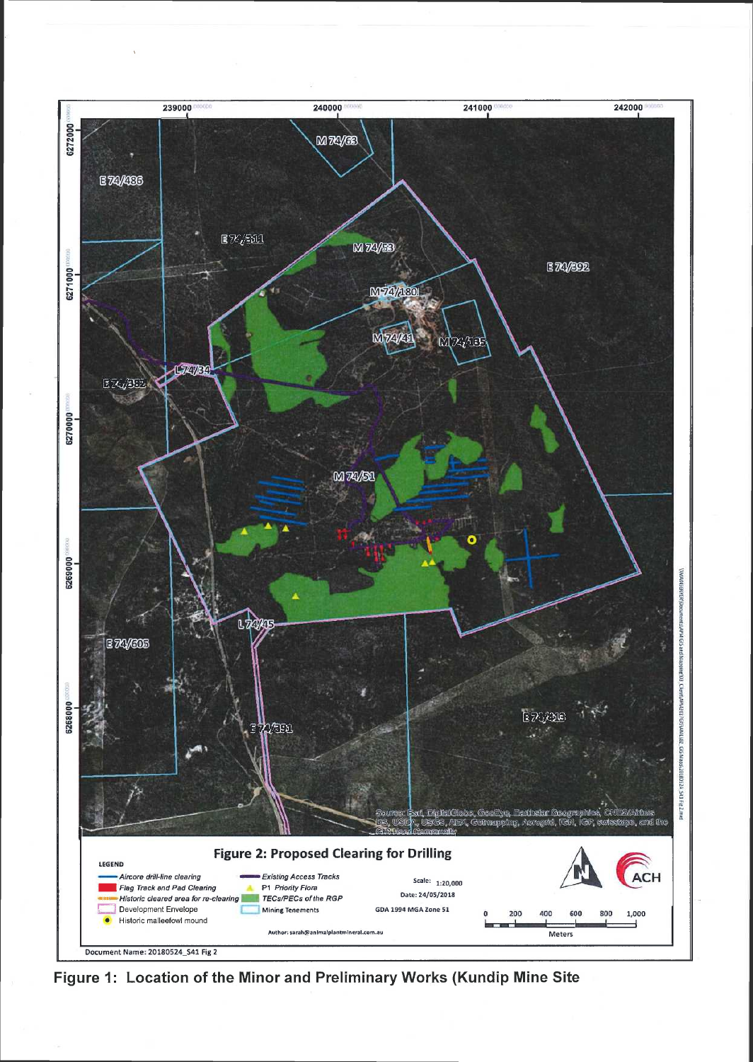239000
240000
241000
242000

6272000
6271000
6270000
6269000
6268000

M 74/63
E 74/486
E 74/311
M 74/53
E 74/392
M 74/180
M 74/41
M 74/135
L 74/34
E 74/382
M 74/51
L 74/45
E 74/605
E 74/413
E 74/391

Source: Esri, DigitalGlobe, GeoEye, Earthstar Geographics, CNES/Airbus DS, USDA, USGS, AEX, Getmapping, Aerogrid, IGN, IGP, swisstopo, and the GIS User Community

**Figure 2: Proposed Clearing for Drilling**

LEGEND

- Aircore drill-line clearing
- Flag Track and Pad Clearing
- Historic cleared area for re-clearing
- Development Envelope
- Historic malleefowl mound
- Existing Access Tracks
- P1 Priority Flora
- TECs/PECs of the RGP
- Mining Tenements

Scale: 1:20,000
Date: 24/05/2018
GDA 1994 MGA Zone 51

0 200 400 600 800 1,000
Meters

ACH

Author: sarah@animalplantmineral.com.au

Document Name: 20180524_S41 Fig 2

**Figure 1: Location of the Minor and Preliminary Works (Kundip Mine Site**